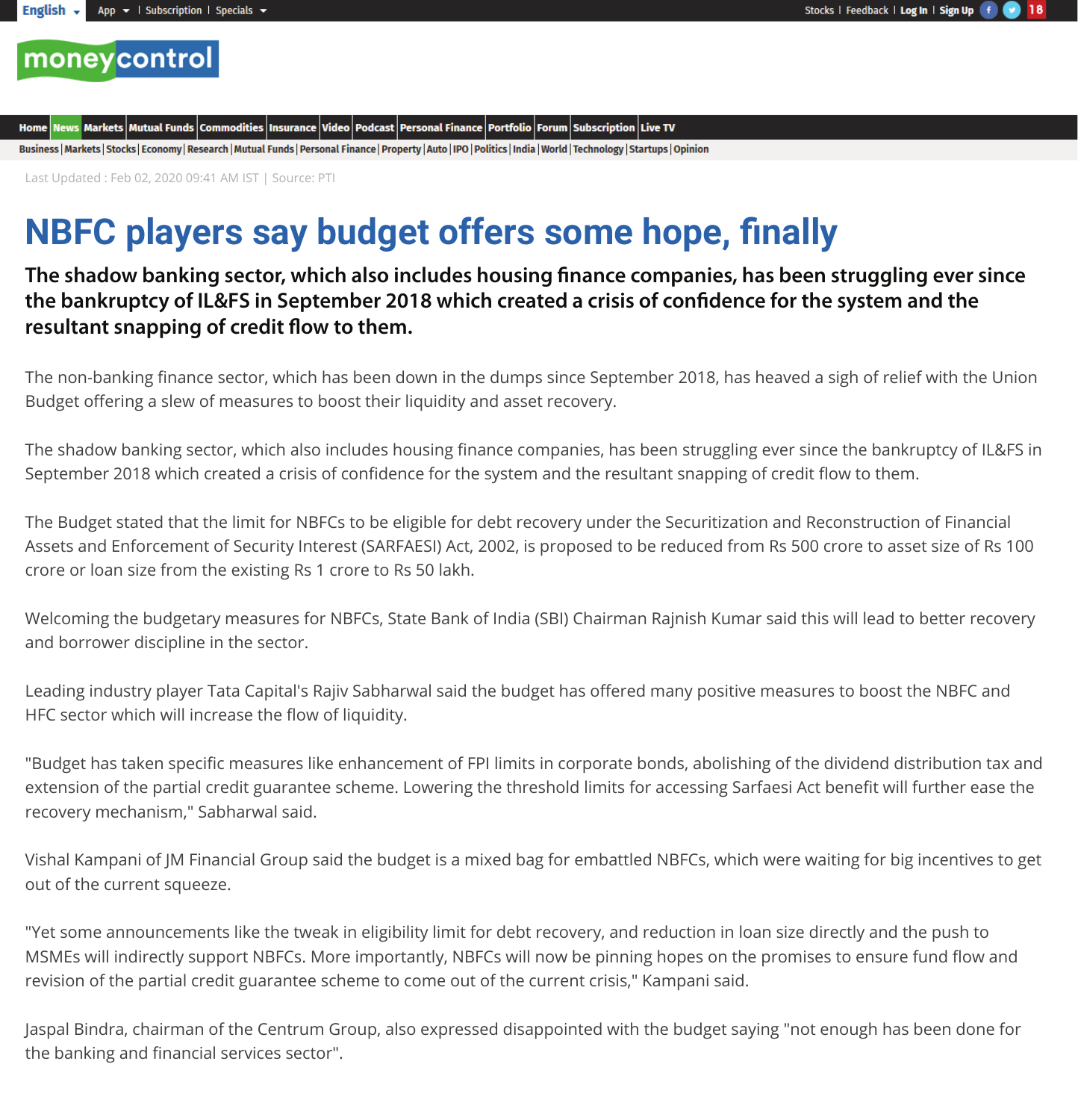Last Updated : Feb 02, 2020 09:41 AM IST | Source: PTI

# NBFC players say budget offers some hope, finally

**The shadow banking sector, which also includes housing finance companies, has been struggling ever since the bankruptcy of IL&FS in September 2018 which created a crisis of confidence for the system and the resultant snapping of credit flow to them.**

The non-banking finance sector, which has been down in the dumps since September 2018, has heaved a sigh of relief with the Union Budget offering a slew of measures to boost their liquidity and asset recovery.

The shadow banking sector, which also includes housing finance companies, has been struggling ever since the bankruptcy of IL&FS in September 2018 which created a crisis of confidence for the system and the resultant snapping of credit flow to them.

The Budget stated that the limit for NBFCs to be eligible for debt recovery under the Securitization and Reconstruction of Financial Assets and Enforcement of Security Interest (SARFAESI) Act, 2002, is proposed to be reduced from Rs 500 crore to asset size of Rs 100 crore or loan size from the existing Rs 1 crore to Rs 50 lakh.

Welcoming the budgetary measures for NBFCs, State Bank of India (SBI) Chairman Rajnish Kumar said this will lead to better recovery and borrower discipline in the sector.

Leading industry player Tata Capital's Rajiv Sabharwal said the budget has offered many positive measures to boost the NBFC and HFC sector which will increase the flow of liquidity.

"Budget has taken specific measures like enhancement of FPI limits in corporate bonds, abolishing of the dividend distribution tax and extension of the partial credit guarantee scheme. Lowering the threshold limits for accessing Sarfaesi Act benefit will further ease the recovery mechanism," Sabharwal said.

Vishal Kampani of JM Financial Group said the budget is a mixed bag for embattled NBFCs, which were waiting for big incentives to get out of the current squeeze.

"Yet some announcements like the tweak in eligibility limit for debt recovery, and reduction in loan size directly and the push to MSMEs will indirectly support NBFCs. More importantly, NBFCs will now be pinning hopes on the promises to ensure fund flow and revision of the partial credit guarantee scheme to come out of the current crisis," Kampani said.

Jaspal Bindra, chairman of the Centrum Group, also expressed disappointed with the budget saying "not enough has been done for the banking and financial services sector".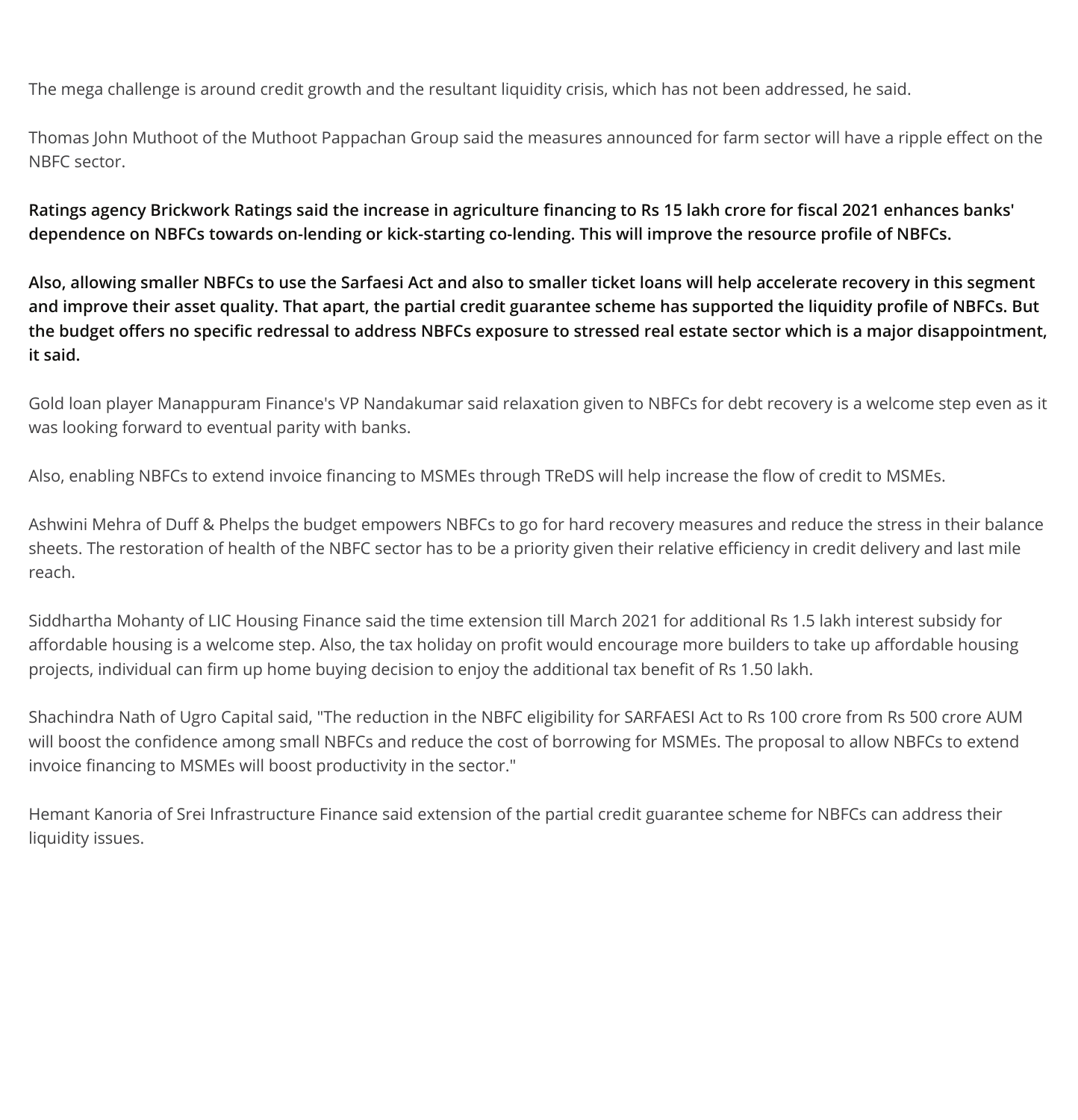The mega challenge is around credit growth and the resultant liquidity crisis, which has not been addressed, he said.

Thomas John Muthoot of the Muthoot Pappachan Group said the measures announced for farm sector will have a ripple effect on the NBFC sector.

**Ratings agency Brickwork Ratings said the increase in agriculture financing to Rs 15 lakh crore for fiscal 2021 enhances banks' dependence on NBFCs towards on-lending or kick-starting co-lending. This will improve the resource profile of NBFCs.**

**Also, allowing smaller NBFCs to use the Sarfaesi Act and also to smaller ticket loans will help accelerate recovery in this segment and improve their asset quality. That apart, the partial credit guarantee scheme has supported the liquidity profile of NBFCs. But the budget offers no specific redressal to address NBFCs exposure to stressed real estate sector which is a major disappointment, it said.**

Gold loan player Manappuram Finance's VP Nandakumar said relaxation given to NBFCs for debt recovery is a welcome step even as it was looking forward to eventual parity with banks.

Also, enabling NBFCs to extend invoice financing to MSMEs through TReDS will help increase the flow of credit to MSMEs.

Ashwini Mehra of Duff & Phelps the budget empowers NBFCs to go for hard recovery measures and reduce the stress in their balance sheets. The restoration of health of the NBFC sector has to be a priority given their relative efficiency in credit delivery and last mile reach.

Siddhartha Mohanty of LIC Housing Finance said the time extension till March 2021 for additional Rs 1.5 lakh interest subsidy for affordable housing is a welcome step. Also, the tax holiday on profit would encourage more builders to take up affordable housing projects, individual can firm up home buying decision to enjoy the additional tax benefit of Rs 1.50 lakh.

Shachindra Nath of Ugro Capital said, "The reduction in the NBFC eligibility for SARFAESI Act to Rs 100 crore from Rs 500 crore AUM will boost the confidence among small NBFCs and reduce the cost of borrowing for MSMEs. The proposal to allow NBFCs to extend invoice financing to MSMEs will boost productivity in the sector."

Hemant Kanoria of Srei Infrastructure Finance said extension of the partial credit guarantee scheme for NBFCs can address their liquidity issues.